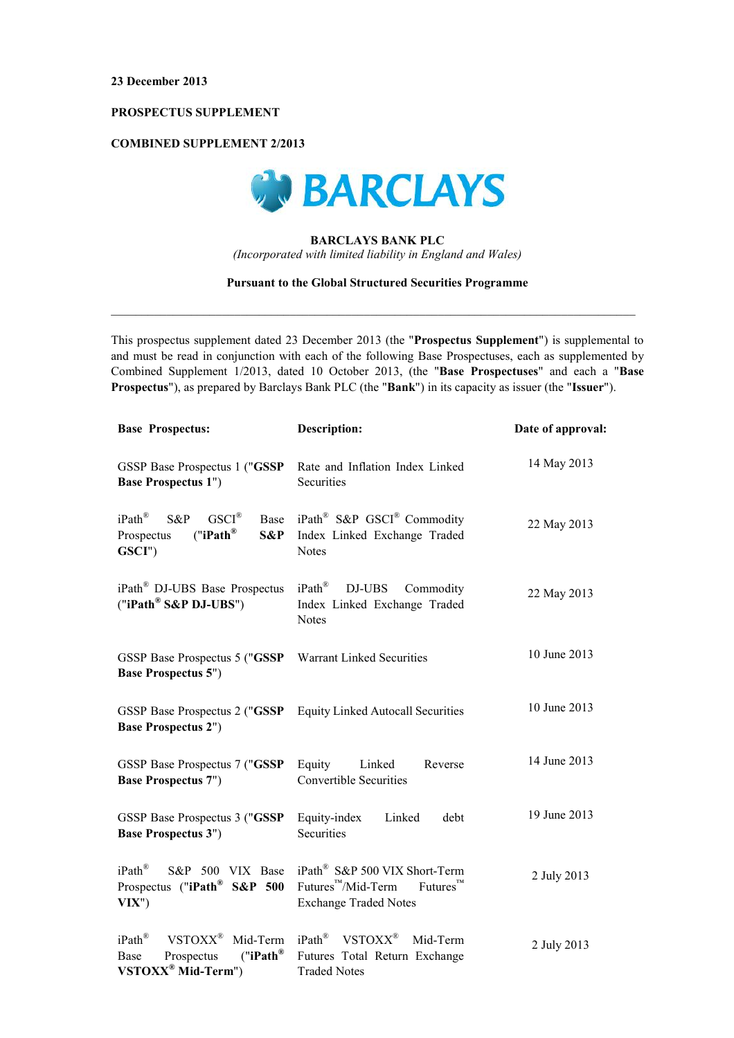**23 December 2013**

**PROSPECTUS SUPPLEMENT**

**COMBINED SUPPLEMENT 2/2013**

BARCLAYS

**BARCLAYS BANK PLC**

*(Incorporated with limited liability in England and Wales)*

**Pursuant to the Global Structured Securities Programme**

---

This prospectus supplement dated 23 December 2013 (the "**Prospectus Supplement**") is supplemental to and must be read in conjunction with each of the following Base Prospectuses, each as supplemented by Combined Supplement 1/2013, dated 10 October 2013, (the "**Base Prospectuses**" and each a "**Base Prospectus**"), as prepared by Barclays Bank PLC (the "**Bank**") in its capacity as issuer (the "**Issuer**").

| **Base Prospectus:** | **Description:** | **Date of approval:** |
|---|---|---|
| GSSP Base Prospectus 1 ("**GSSP Base Prospectus 1**") | Rate and Inflation Index Linked Securities | 14 May 2013 |
| iPath® S&P GSCI® Base Prospectus ("**iPath® S&P GSCI**") | iPath® S&P GSCI® Commodity Index Linked Exchange Traded Notes | 22 May 2013 |
| iPath® DJ-UBS Base Prospectus ("**iPath® S&P DJ-UBS**") | iPath® DJ-UBS Commodity Index Linked Exchange Traded Notes | 22 May 2013 |
| GSSP Base Prospectus 5 ("**GSSP Base Prospectus 5**") | Warrant Linked Securities | 10 June 2013 |
| GSSP Base Prospectus 2 ("**GSSP Base Prospectus 2**") | Equity Linked Autocall Securities | 10 June 2013 |
| GSSP Base Prospectus 7 ("**GSSP Base Prospectus 7**") | Equity Linked Reverse Convertible Securities | 14 June 2013 |
| GSSP Base Prospectus 3 ("**GSSP Base Prospectus 3**") | Equity-index Linked debt Securities | 19 June 2013 |
| iPath® S&P 500 VIX Base Prospectus ("**iPath® S&P 500 VIX**") | iPath® S&P 500 VIX Short-Term Futures™/Mid-Term Futures™ Exchange Traded Notes | 2 July 2013 |
| iPath® VSTOXX® Mid-Term Base Prospectus ("**iPath® VSTOXX® Mid-Term**") | iPath® VSTOXX® Mid-Term Futures Total Return Exchange Traded Notes | 2 July 2013 |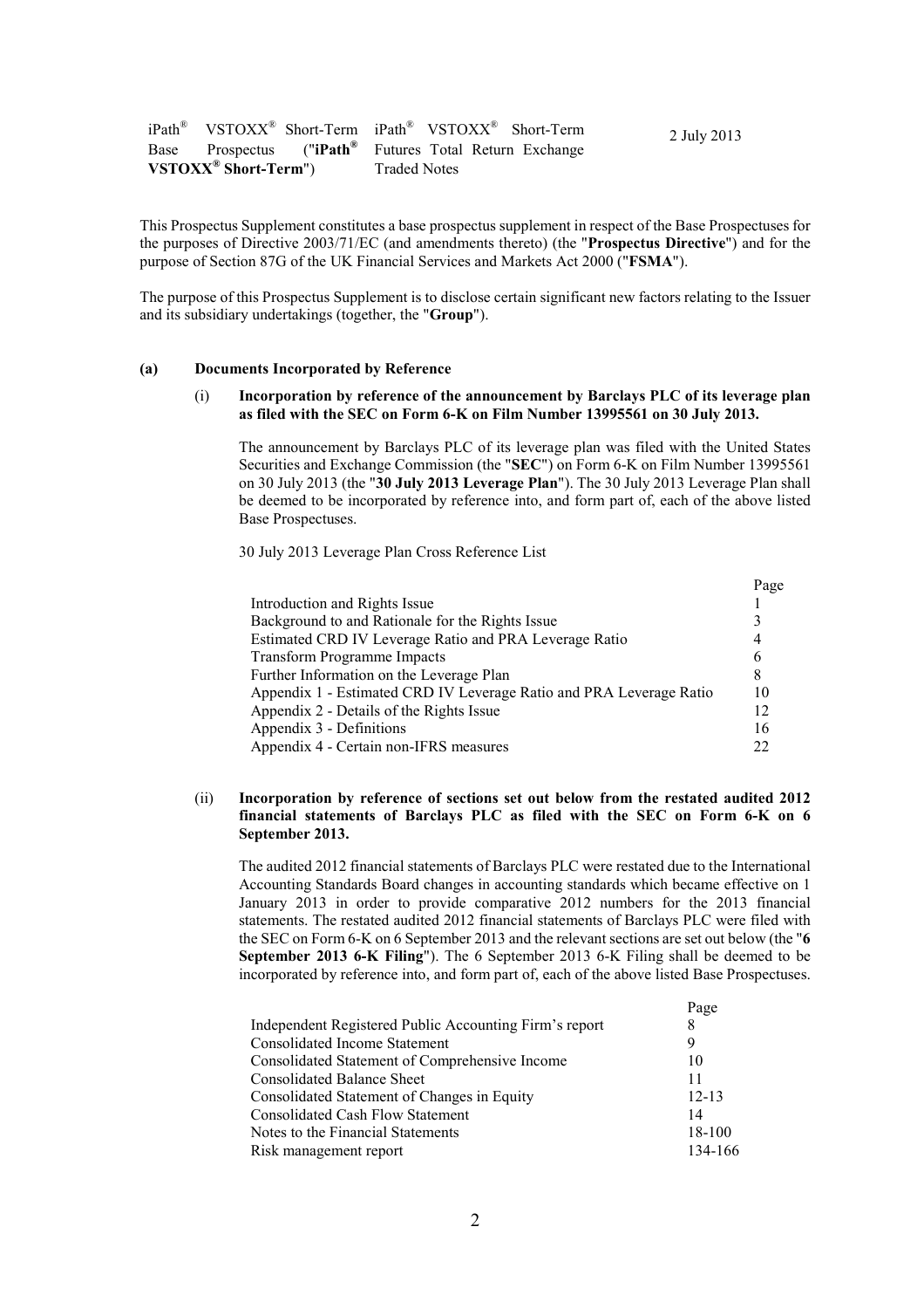| iPath® VSTOXX® Short-Term Base Prospectus ("**iPath® VSTOXX® Short-Term**") | iPath® VSTOXX® Short-Term Futures Total Return Exchange Traded Notes | 2 July 2013 |
| --- | --- | --- |

This Prospectus Supplement constitutes a base prospectus supplement in respect of the Base Prospectuses for the purposes of Directive 2003/71/EC (and amendments thereto) (the "**Prospectus Directive**") and for the purpose of Section 87G of the UK Financial Services and Markets Act 2000 ("**FSMA**").

The purpose of this Prospectus Supplement is to disclose certain significant new factors relating to the Issuer and its subsidiary undertakings (together, the "**Group**").

**(a) Documents Incorporated by Reference**

(i) **Incorporation by reference of the announcement by Barclays PLC of its leverage plan as filed with the SEC on Form 6-K on Film Number 13995561 on 30 July 2013.**

The announcement by Barclays PLC of its leverage plan was filed with the United States Securities and Exchange Commission (the "**SEC**") on Form 6-K on Film Number 13995561 on 30 July 2013 (the "**30 July 2013 Leverage Plan**"). The 30 July 2013 Leverage Plan shall be deemed to be incorporated by reference into, and form part of, each of the above listed Base Prospectuses.

30 July 2013 Leverage Plan Cross Reference List

| | Page |
| --- | --- |
| Introduction and Rights Issue | 1 |
| Background to and Rationale for the Rights Issue | 3 |
| Estimated CRD IV Leverage Ratio and PRA Leverage Ratio | 4 |
| Transform Programme Impacts | 6 |
| Further Information on the Leverage Plan | 8 |
| Appendix 1 - Estimated CRD IV Leverage Ratio and PRA Leverage Ratio | 10 |
| Appendix 2 - Details of the Rights Issue | 12 |
| Appendix 3 - Definitions | 16 |
| Appendix 4 - Certain non-IFRS measures | 22 |

(ii) **Incorporation by reference of sections set out below from the restated audited 2012 financial statements of Barclays PLC as filed with the SEC on Form 6-K on 6 September 2013.**

The audited 2012 financial statements of Barclays PLC were restated due to the International Accounting Standards Board changes in accounting standards which became effective on 1 January 2013 in order to provide comparative 2012 numbers for the 2013 financial statements. The restated audited 2012 financial statements of Barclays PLC were filed with the SEC on Form 6-K on 6 September 2013 and the relevant sections are set out below (the "**6 September 2013 6-K Filing**"). The 6 September 2013 6-K Filing shall be deemed to be incorporated by reference into, and form part of, each of the above listed Base Prospectuses.

| | Page |
| --- | --- |
| Independent Registered Public Accounting Firm's report | 8 |
| Consolidated Income Statement | 9 |
| Consolidated Statement of Comprehensive Income | 10 |
| Consolidated Balance Sheet | 11 |
| Consolidated Statement of Changes in Equity | 12-13 |
| Consolidated Cash Flow Statement | 14 |
| Notes to the Financial Statements | 18-100 |
| Risk management report | 134-166 |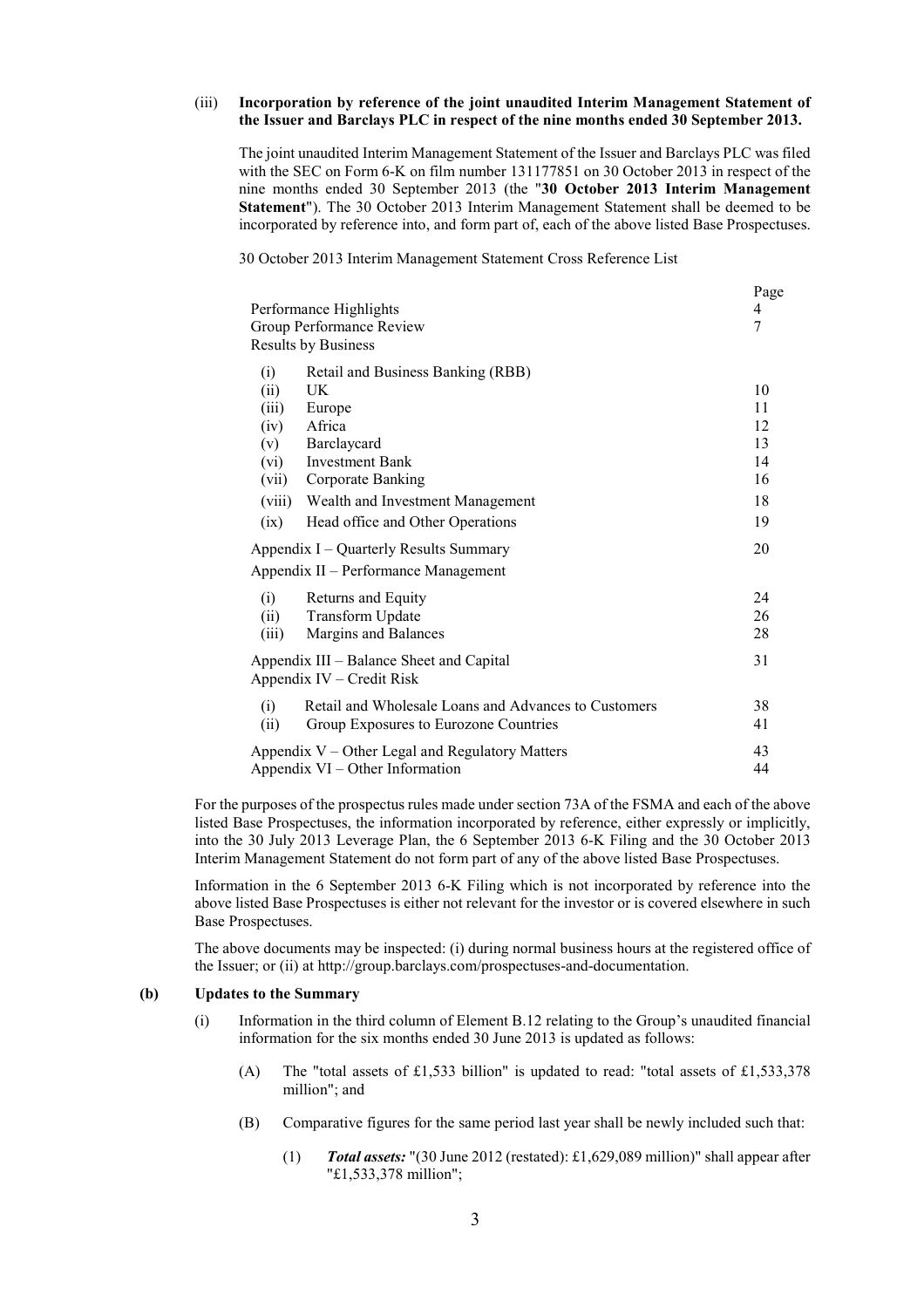(iii) **Incorporation by reference of the joint unaudited Interim Management Statement of the Issuer and Barclays PLC in respect of the nine months ended 30 September 2013.**

The joint unaudited Interim Management Statement of the Issuer and Barclays PLC was filed with the SEC on Form 6-K on film number 131177851 on 30 October 2013 in respect of the nine months ended 30 September 2013 (the "**30 October 2013 Interim Management Statement**"). The 30 October 2013 Interim Management Statement shall be deemed to be incorporated by reference into, and form part of, each of the above listed Base Prospectuses.

30 October 2013 Interim Management Statement Cross Reference List

| | Page |
|---|---|
| Performance Highlights | 4 |
| Group Performance Review | 7 |
| Results by Business | |
| (i) Retail and Business Banking (RBB) | |
| (ii) UK | 10 |
| (iii) Europe | 11 |
| (iv) Africa | 12 |
| (v) Barclaycard | 13 |
| (vi) Investment Bank | 14 |
| (vii) Corporate Banking | 16 |
| (viii) Wealth and Investment Management | 18 |
| (ix) Head office and Other Operations | 19 |
| Appendix I – Quarterly Results Summary | 20 |
| Appendix II – Performance Management | |
| (i) Returns and Equity | 24 |
| (ii) Transform Update | 26 |
| (iii) Margins and Balances | 28 |
| Appendix III – Balance Sheet and Capital | 31 |
| Appendix IV – Credit Risk | |
| (i) Retail and Wholesale Loans and Advances to Customers | 38 |
| (ii) Group Exposures to Eurozone Countries | 41 |
| Appendix V – Other Legal and Regulatory Matters | 43 |
| Appendix VI – Other Information | 44 |

For the purposes of the prospectus rules made under section 73A of the FSMA and each of the above listed Base Prospectuses, the information incorporated by reference, either expressly or implicitly, into the 30 July 2013 Leverage Plan, the 6 September 2013 6-K Filing and the 30 October 2013 Interim Management Statement do not form part of any of the above listed Base Prospectuses.

Information in the 6 September 2013 6-K Filing which is not incorporated by reference into the above listed Base Prospectuses is either not relevant for the investor or is covered elsewhere in such Base Prospectuses.

The above documents may be inspected: (i) during normal business hours at the registered office of the Issuer; or (ii) at http://group.barclays.com/prospectuses-and-documentation.

**(b) Updates to the Summary**

(i) Information in the third column of Element B.12 relating to the Group's unaudited financial information for the six months ended 30 June 2013 is updated as follows:

(A) The "total assets of £1,533 billion" is updated to read: "total assets of £1,533,378 million"; and

(B) Comparative figures for the same period last year shall be newly included such that:

(1) ***Total assets:*** "(30 June 2012 (restated): £1,629,089 million)" shall appear after "£1,533,378 million";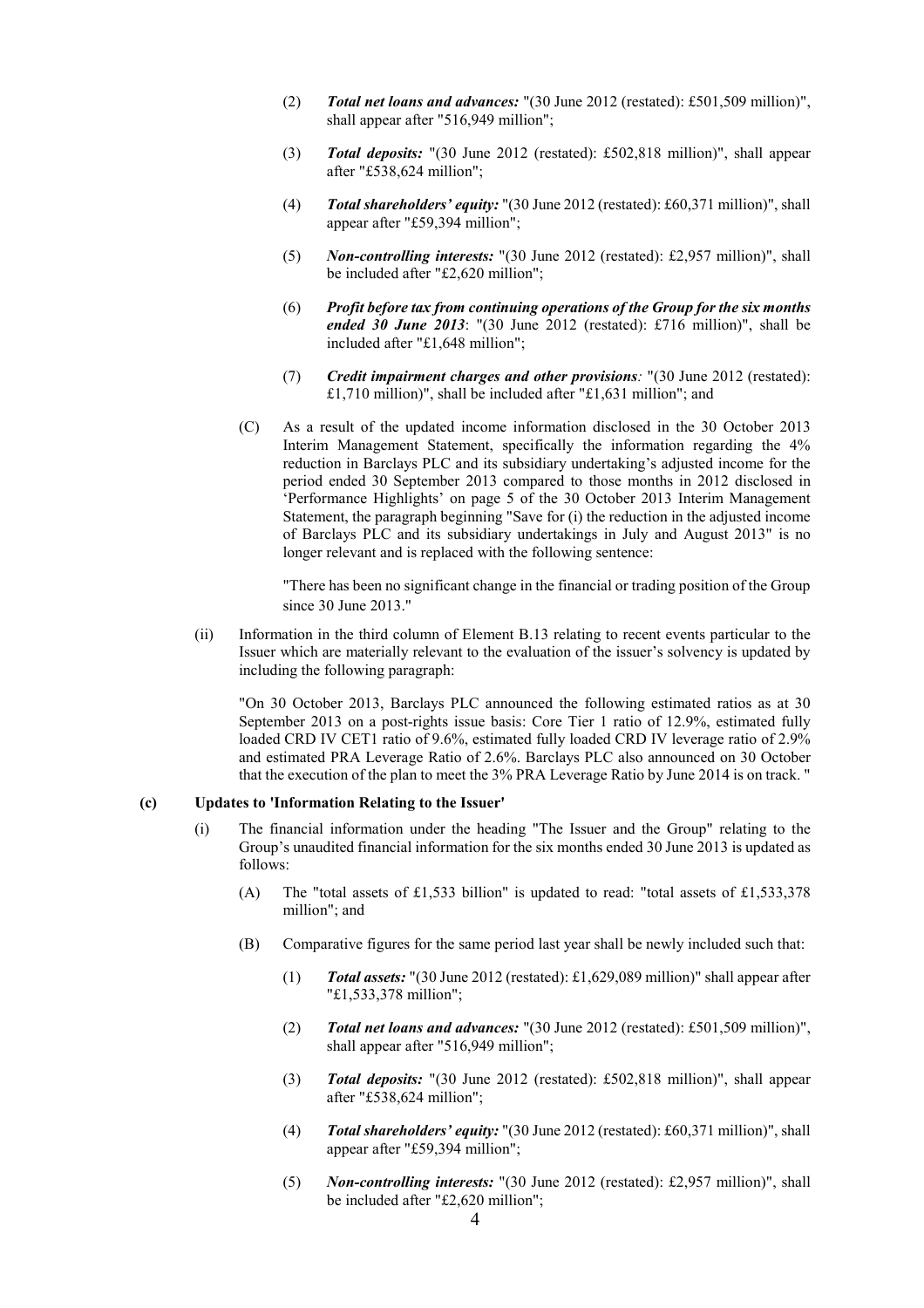(2) ***Total net loans and advances:*** "(30 June 2012 (restated): £501,509 million)", shall appear after "516,949 million";

(3) ***Total deposits:*** "(30 June 2012 (restated): £502,818 million)", shall appear after "£538,624 million";

(4) ***Total shareholders' equity:*** "(30 June 2012 (restated): £60,371 million)", shall appear after "£59,394 million";

(5) ***Non-controlling interests:*** "(30 June 2012 (restated): £2,957 million)", shall be included after "£2,620 million";

(6) ***Profit before tax from continuing operations of the Group for the six months ended 30 June 2013***: "(30 June 2012 (restated): £716 million)", shall be included after "£1,648 million";

(7) ***Credit impairment charges and other provisions:*** "(30 June 2012 (restated): £1,710 million)", shall be included after "£1,631 million"; and

(C) As a result of the updated income information disclosed in the 30 October 2013 Interim Management Statement, specifically the information regarding the 4% reduction in Barclays PLC and its subsidiary undertaking's adjusted income for the period ended 30 September 2013 compared to those months in 2012 disclosed in 'Performance Highlights' on page 5 of the 30 October 2013 Interim Management Statement, the paragraph beginning "Save for (i) the reduction in the adjusted income of Barclays PLC and its subsidiary undertakings in July and August 2013" is no longer relevant and is replaced with the following sentence:

"There has been no significant change in the financial or trading position of the Group since 30 June 2013."

(ii) Information in the third column of Element B.13 relating to recent events particular to the Issuer which are materially relevant to the evaluation of the issuer's solvency is updated by including the following paragraph:

"On 30 October 2013, Barclays PLC announced the following estimated ratios as at 30 September 2013 on a post-rights issue basis: Core Tier 1 ratio of 12.9%, estimated fully loaded CRD IV CET1 ratio of 9.6%, estimated fully loaded CRD IV leverage ratio of 2.9% and estimated PRA Leverage Ratio of 2.6%. Barclays PLC also announced on 30 October that the execution of the plan to meet the 3% PRA Leverage Ratio by June 2014 is on track. "

**(c) Updates to 'Information Relating to the Issuer'**

(i) The financial information under the heading "The Issuer and the Group" relating to the Group's unaudited financial information for the six months ended 30 June 2013 is updated as follows:

(A) The "total assets of £1,533 billion" is updated to read: "total assets of £1,533,378 million"; and

(B) Comparative figures for the same period last year shall be newly included such that:

(1) ***Total assets:*** "(30 June 2012 (restated): £1,629,089 million)" shall appear after "£1,533,378 million";

(2) ***Total net loans and advances:*** "(30 June 2012 (restated): £501,509 million)", shall appear after "516,949 million";

(3) ***Total deposits:*** "(30 June 2012 (restated): £502,818 million)", shall appear after "£538,624 million";

(4) ***Total shareholders' equity:*** "(30 June 2012 (restated): £60,371 million)", shall appear after "£59,394 million";

(5) ***Non-controlling interests:*** "(30 June 2012 (restated): £2,957 million)", shall be included after "£2,620 million";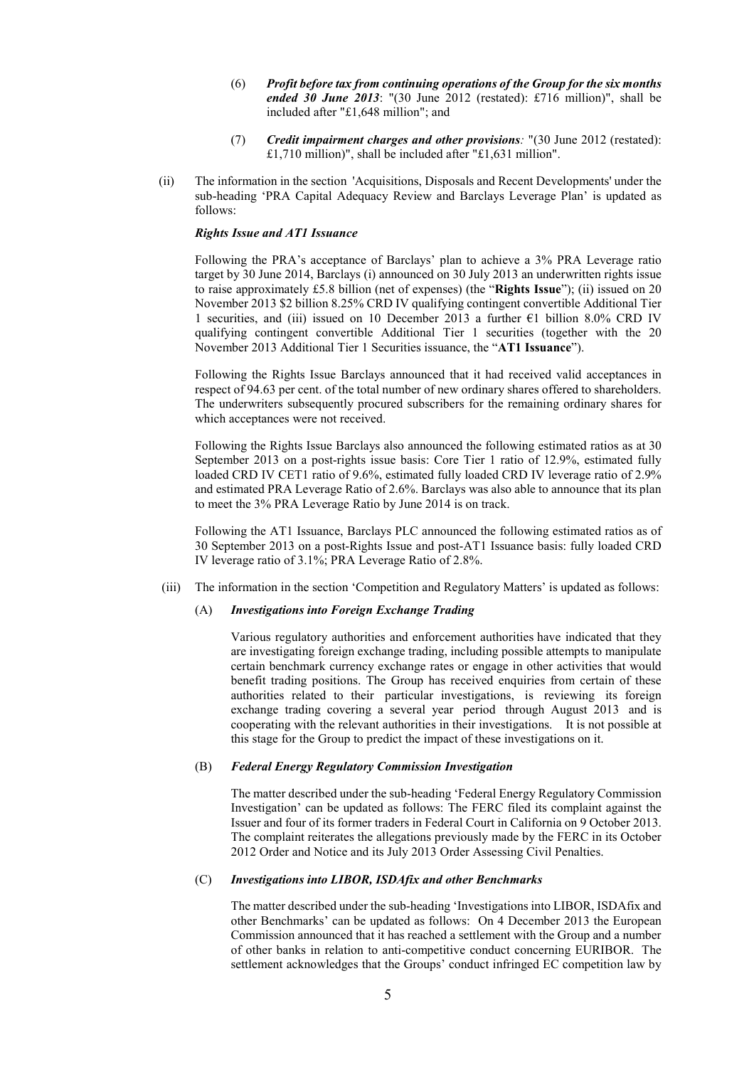(6) ***Profit before tax from continuing operations of the Group for the six months ended 30 June 2013***: "(30 June 2012 (restated): £716 million)", shall be included after "£1,648 million"; and

(7) ***Credit impairment charges and other provisions:*** "(30 June 2012 (restated): £1,710 million)", shall be included after "£1,631 million".

(ii) The information in the section 'Acquisitions, Disposals and Recent Developments' under the sub-heading 'PRA Capital Adequacy Review and Barclays Leverage Plan' is updated as follows:

***Rights Issue and AT1 Issuance***

Following the PRA's acceptance of Barclays' plan to achieve a 3% PRA Leverage ratio target by 30 June 2014, Barclays (i) announced on 30 July 2013 an underwritten rights issue to raise approximately £5.8 billion (net of expenses) (the "**Rights Issue**"); (ii) issued on 20 November 2013 $2 billion 8.25% CRD IV qualifying contingent convertible Additional Tier 1 securities, and (iii) issued on 10 December 2013 a further €1 billion 8.0% CRD IV qualifying contingent convertible Additional Tier 1 securities (together with the 20 November 2013 Additional Tier 1 Securities issuance, the "**AT1 Issuance**").

Following the Rights Issue Barclays announced that it had received valid acceptances in respect of 94.63 per cent. of the total number of new ordinary shares offered to shareholders. The underwriters subsequently procured subscribers for the remaining ordinary shares for which acceptances were not received.

Following the Rights Issue Barclays also announced the following estimated ratios as at 30 September 2013 on a post-rights issue basis: Core Tier 1 ratio of 12.9%, estimated fully loaded CRD IV CET1 ratio of 9.6%, estimated fully loaded CRD IV leverage ratio of 2.9% and estimated PRA Leverage Ratio of 2.6%. Barclays was also able to announce that its plan to meet the 3% PRA Leverage Ratio by June 2014 is on track.

Following the AT1 Issuance, Barclays PLC announced the following estimated ratios as of 30 September 2013 on a post-Rights Issue and post-AT1 Issuance basis: fully loaded CRD IV leverage ratio of 3.1%; PRA Leverage Ratio of 2.8%.

(iii) The information in the section 'Competition and Regulatory Matters' is updated as follows:

(A) ***Investigations into Foreign Exchange Trading***

Various regulatory authorities and enforcement authorities have indicated that they are investigating foreign exchange trading, including possible attempts to manipulate certain benchmark currency exchange rates or engage in other activities that would benefit trading positions. The Group has received enquiries from certain of these authorities related to their particular investigations, is reviewing its foreign exchange trading covering a several year period through August 2013 and is cooperating with the relevant authorities in their investigations. It is not possible at this stage for the Group to predict the impact of these investigations on it.

(B) ***Federal Energy Regulatory Commission Investigation***

The matter described under the sub-heading 'Federal Energy Regulatory Commission Investigation' can be updated as follows: The FERC filed its complaint against the Issuer and four of its former traders in Federal Court in California on 9 October 2013. The complaint reiterates the allegations previously made by the FERC in its October 2012 Order and Notice and its July 2013 Order Assessing Civil Penalties.

(C) ***Investigations into LIBOR, ISDAfix and other Benchmarks***

The matter described under the sub-heading 'Investigations into LIBOR, ISDAfix and other Benchmarks' can be updated as follows: On 4 December 2013 the European Commission announced that it has reached a settlement with the Group and a number of other banks in relation to anti-competitive conduct concerning EURIBOR. The settlement acknowledges that the Groups' conduct infringed EC competition law by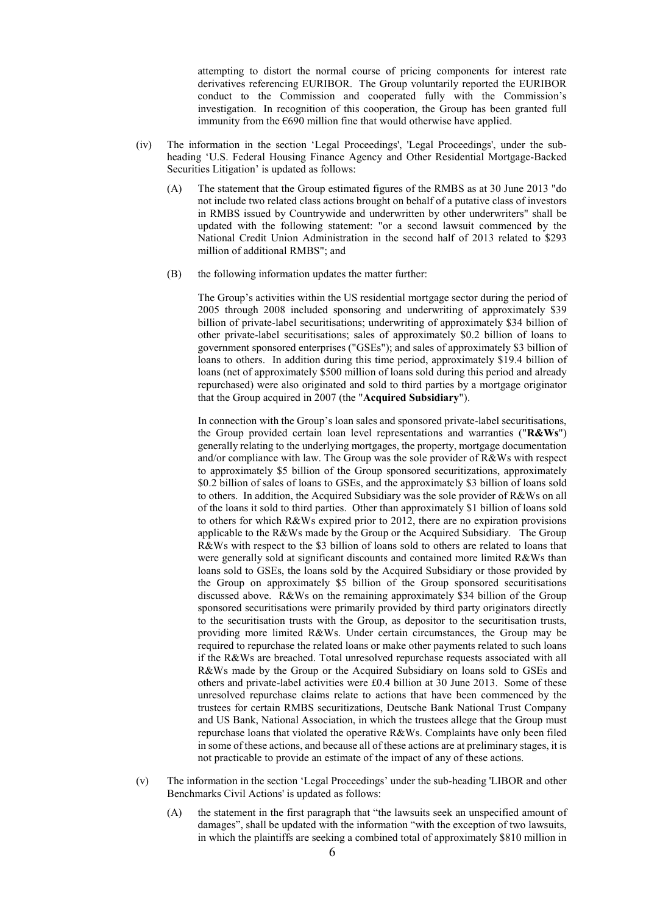attempting to distort the normal course of pricing components for interest rate derivatives referencing EURIBOR. The Group voluntarily reported the EURIBOR conduct to the Commission and cooperated fully with the Commission's investigation. In recognition of this cooperation, the Group has been granted full immunity from the €690 million fine that would otherwise have applied.

(iv) The information in the section 'Legal Proceedings', 'Legal Proceedings', under the sub-heading 'U.S. Federal Housing Finance Agency and Other Residential Mortgage-Backed Securities Litigation' is updated as follows:

(A) The statement that the Group estimated figures of the RMBS as at 30 June 2013 "do not include two related class actions brought on behalf of a putative class of investors in RMBS issued by Countrywide and underwritten by other underwriters" shall be updated with the following statement: "or a second lawsuit commenced by the National Credit Union Administration in the second half of 2013 related to \$293 million of additional RMBS"; and

(B) the following information updates the matter further:

The Group's activities within the US residential mortgage sector during the period of 2005 through 2008 included sponsoring and underwriting of approximately \$39 billion of private-label securitisations; underwriting of approximately \$34 billion of other private-label securitisations; sales of approximately \$0.2 billion of loans to government sponsored enterprises ("GSEs"); and sales of approximately \$3 billion of loans to others. In addition during this time period, approximately \$19.4 billion of loans (net of approximately \$500 million of loans sold during this period and already repurchased) were also originated and sold to third parties by a mortgage originator that the Group acquired in 2007 (the "**Acquired Subsidiary**").

In connection with the Group's loan sales and sponsored private-label securitisations, the Group provided certain loan level representations and warranties ("**R&Ws**") generally relating to the underlying mortgages, the property, mortgage documentation and/or compliance with law. The Group was the sole provider of R&Ws with respect to approximately \$5 billion of the Group sponsored securitizations, approximately \$0.2 billion of sales of loans to GSEs, and the approximately \$3 billion of loans sold to others. In addition, the Acquired Subsidiary was the sole provider of R&Ws on all of the loans it sold to third parties. Other than approximately \$1 billion of loans sold to others for which R&Ws expired prior to 2012, there are no expiration provisions applicable to the R&Ws made by the Group or the Acquired Subsidiary. The Group R&Ws with respect to the \$3 billion of loans sold to others are related to loans that were generally sold at significant discounts and contained more limited R&Ws than loans sold to GSEs, the loans sold by the Acquired Subsidiary or those provided by the Group on approximately \$5 billion of the Group sponsored securitisations discussed above. R&Ws on the remaining approximately \$34 billion of the Group sponsored securitisations were primarily provided by third party originators directly to the securitisation trusts with the Group, as depositor to the securitisation trusts, providing more limited R&Ws. Under certain circumstances, the Group may be required to repurchase the related loans or make other payments related to such loans if the R&Ws are breached. Total unresolved repurchase requests associated with all R&Ws made by the Group or the Acquired Subsidiary on loans sold to GSEs and others and private-label activities were £0.4 billion at 30 June 2013. Some of these unresolved repurchase claims relate to actions that have been commenced by the trustees for certain RMBS securitizations, Deutsche Bank National Trust Company and US Bank, National Association, in which the trustees allege that the Group must repurchase loans that violated the operative R&Ws. Complaints have only been filed in some of these actions, and because all of these actions are at preliminary stages, it is not practicable to provide an estimate of the impact of any of these actions.

(v) The information in the section 'Legal Proceedings' under the sub-heading 'LIBOR and other Benchmarks Civil Actions' is updated as follows:

(A) the statement in the first paragraph that "the lawsuits seek an unspecified amount of damages", shall be updated with the information "with the exception of two lawsuits, in which the plaintiffs are seeking a combined total of approximately \$810 million in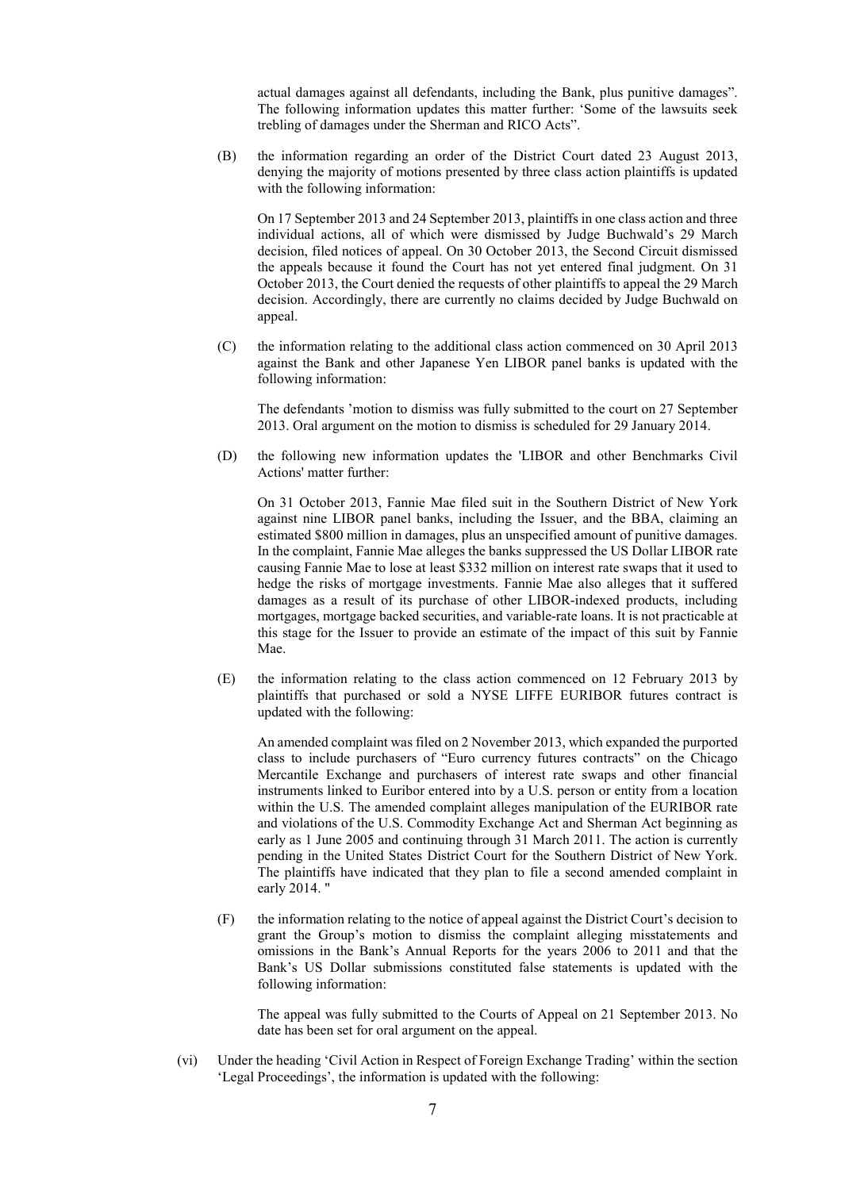actual damages against all defendants, including the Bank, plus punitive damages". The following information updates this matter further: 'Some of the lawsuits seek trebling of damages under the Sherman and RICO Acts".

(B) the information regarding an order of the District Court dated 23 August 2013, denying the majority of motions presented by three class action plaintiffs is updated with the following information:

On 17 September 2013 and 24 September 2013, plaintiffs in one class action and three individual actions, all of which were dismissed by Judge Buchwald's 29 March decision, filed notices of appeal. On 30 October 2013, the Second Circuit dismissed the appeals because it found the Court has not yet entered final judgment. On 31 October 2013, the Court denied the requests of other plaintiffs to appeal the 29 March decision. Accordingly, there are currently no claims decided by Judge Buchwald on appeal.

(C) the information relating to the additional class action commenced on 30 April 2013 against the Bank and other Japanese Yen LIBOR panel banks is updated with the following information:

The defendants 'motion to dismiss was fully submitted to the court on 27 September 2013. Oral argument on the motion to dismiss is scheduled for 29 January 2014.

(D) the following new information updates the 'LIBOR and other Benchmarks Civil Actions' matter further:

On 31 October 2013, Fannie Mae filed suit in the Southern District of New York against nine LIBOR panel banks, including the Issuer, and the BBA, claiming an estimated $800 million in damages, plus an unspecified amount of punitive damages. In the complaint, Fannie Mae alleges the banks suppressed the US Dollar LIBOR rate causing Fannie Mae to lose at least $332 million on interest rate swaps that it used to hedge the risks of mortgage investments. Fannie Mae also alleges that it suffered damages as a result of its purchase of other LIBOR-indexed products, including mortgages, mortgage backed securities, and variable-rate loans. It is not practicable at this stage for the Issuer to provide an estimate of the impact of this suit by Fannie Mae.

(E) the information relating to the class action commenced on 12 February 2013 by plaintiffs that purchased or sold a NYSE LIFFE EURIBOR futures contract is updated with the following:

An amended complaint was filed on 2 November 2013, which expanded the purported class to include purchasers of "Euro currency futures contracts" on the Chicago Mercantile Exchange and purchasers of interest rate swaps and other financial instruments linked to Euribor entered into by a U.S. person or entity from a location within the U.S. The amended complaint alleges manipulation of the EURIBOR rate and violations of the U.S. Commodity Exchange Act and Sherman Act beginning as early as 1 June 2005 and continuing through 31 March 2011. The action is currently pending in the United States District Court for the Southern District of New York. The plaintiffs have indicated that they plan to file a second amended complaint in early 2014. "

(F) the information relating to the notice of appeal against the District Court's decision to grant the Group's motion to dismiss the complaint alleging misstatements and omissions in the Bank's Annual Reports for the years 2006 to 2011 and that the Bank's US Dollar submissions constituted false statements is updated with the following information:

The appeal was fully submitted to the Courts of Appeal on 21 September 2013. No date has been set for oral argument on the appeal.

(vi) Under the heading 'Civil Action in Respect of Foreign Exchange Trading' within the section 'Legal Proceedings', the information is updated with the following: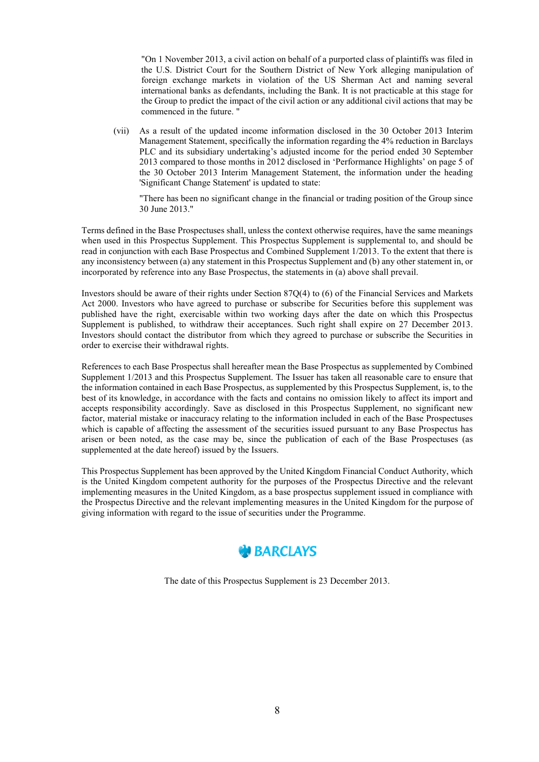"On 1 November 2013, a civil action on behalf of a purported class of plaintiffs was filed in the U.S. District Court for the Southern District of New York alleging manipulation of foreign exchange markets in violation of the US Sherman Act and naming several international banks as defendants, including the Bank. It is not practicable at this stage for the Group to predict the impact of the civil action or any additional civil actions that may be commenced in the future. "

(vii) As a result of the updated income information disclosed in the 30 October 2013 Interim Management Statement, specifically the information regarding the 4% reduction in Barclays PLC and its subsidiary undertaking's adjusted income for the period ended 30 September 2013 compared to those months in 2012 disclosed in 'Performance Highlights' on page 5 of the 30 October 2013 Interim Management Statement, the information under the heading 'Significant Change Statement' is updated to state:

"There has been no significant change in the financial or trading position of the Group since 30 June 2013."

Terms defined in the Base Prospectuses shall, unless the context otherwise requires, have the same meanings when used in this Prospectus Supplement. This Prospectus Supplement is supplemental to, and should be read in conjunction with each Base Prospectus and Combined Supplement 1/2013. To the extent that there is any inconsistency between (a) any statement in this Prospectus Supplement and (b) any other statement in, or incorporated by reference into any Base Prospectus, the statements in (a) above shall prevail.

Investors should be aware of their rights under Section 87Q(4) to (6) of the Financial Services and Markets Act 2000. Investors who have agreed to purchase or subscribe for Securities before this supplement was published have the right, exercisable within two working days after the date on which this Prospectus Supplement is published, to withdraw their acceptances. Such right shall expire on 27 December 2013. Investors should contact the distributor from which they agreed to purchase or subscribe the Securities in order to exercise their withdrawal rights.

References to each Base Prospectus shall hereafter mean the Base Prospectus as supplemented by Combined Supplement 1/2013 and this Prospectus Supplement. The Issuer has taken all reasonable care to ensure that the information contained in each Base Prospectus, as supplemented by this Prospectus Supplement, is, to the best of its knowledge, in accordance with the facts and contains no omission likely to affect its import and accepts responsibility accordingly. Save as disclosed in this Prospectus Supplement, no significant new factor, material mistake or inaccuracy relating to the information included in each of the Base Prospectuses which is capable of affecting the assessment of the securities issued pursuant to any Base Prospectus has arisen or been noted, as the case may be, since the publication of each of the Base Prospectuses (as supplemented at the date hereof) issued by the Issuers.

This Prospectus Supplement has been approved by the United Kingdom Financial Conduct Authority, which is the United Kingdom competent authority for the purposes of the Prospectus Directive and the relevant implementing measures in the United Kingdom, as a base prospectus supplement issued in compliance with the Prospectus Directive and the relevant implementing measures in the United Kingdom for the purpose of giving information with regard to the issue of securities under the Programme.

BARCLAYS

The date of this Prospectus Supplement is 23 December 2013.